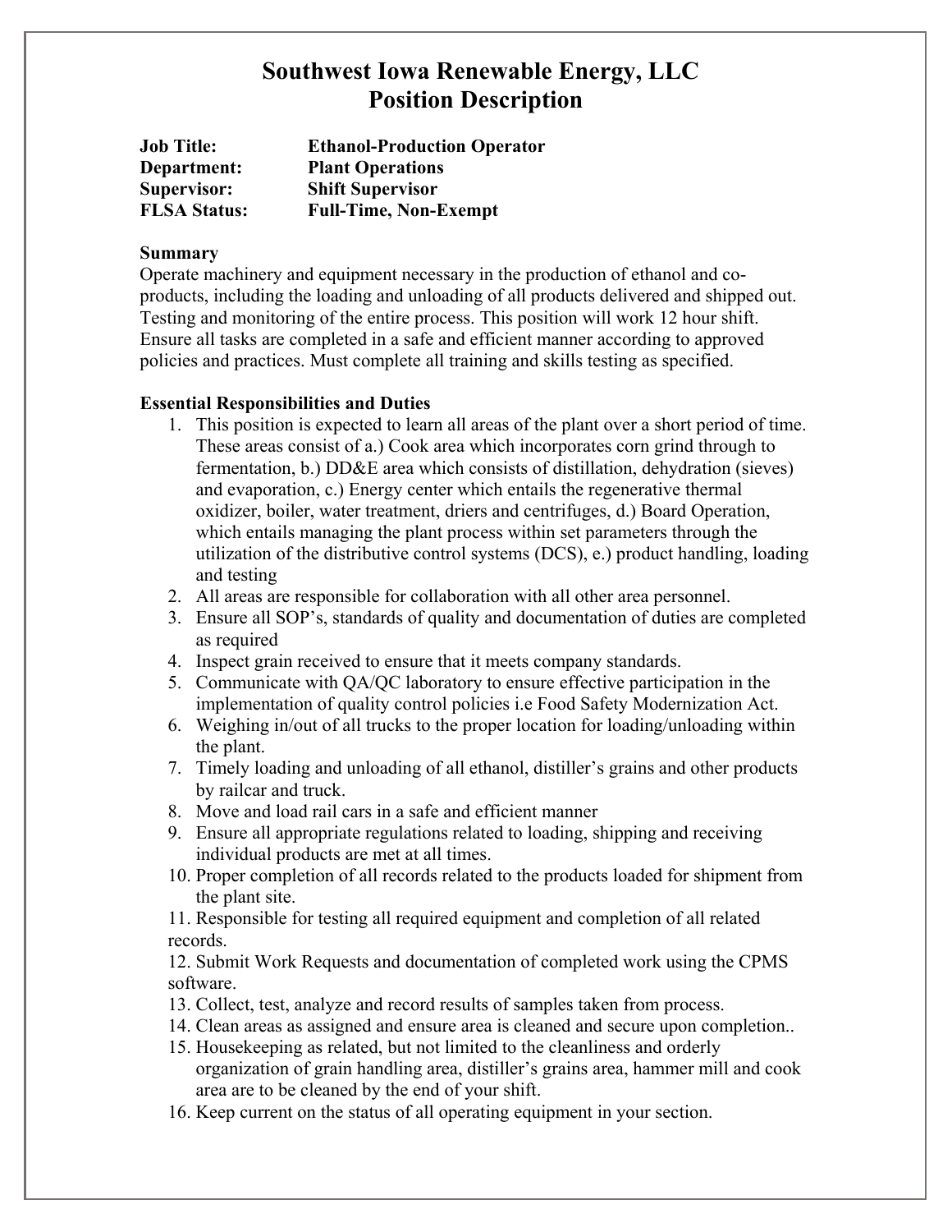# Southwest Iowa Renewable Energy, LLC
## Position Description

**Job Title:** **Ethanol-Production Operator**
**Department:** **Plant Operations**
**Supervisor:** **Shift Supervisor**
**FLSA Status:** **Full-Time, Non-Exempt**

**Summary**

Operate machinery and equipment necessary in the production of ethanol and co-products, including the loading and unloading of all products delivered and shipped out. Testing and monitoring of the entire process. This position will work 12 hour shift. Ensure all tasks are completed in a safe and efficient manner according to approved policies and practices. Must complete all training and skills testing as specified.

**Essential Responsibilities and Duties**

1. This position is expected to learn all areas of the plant over a short period of time. These areas consist of a.) Cook area which incorporates corn grind through to fermentation, b.) DD&E area which consists of distillation, dehydration (sieves) and evaporation, c.) Energy center which entails the regenerative thermal oxidizer, boiler, water treatment, driers and centrifuges, d.) Board Operation, which entails managing the plant process within set parameters through the utilization of the distributive control systems (DCS), e.) product handling, loading and testing
2. All areas are responsible for collaboration with all other area personnel.
3. Ensure all SOP's, standards of quality and documentation of duties are completed as required
4. Inspect grain received to ensure that it meets company standards.
5. Communicate with QA/QC laboratory to ensure effective participation in the implementation of quality control policies i.e Food Safety Modernization Act.
6. Weighing in/out of all trucks to the proper location for loading/unloading within the plant.
7. Timely loading and unloading of all ethanol, distiller's grains and other products by railcar and truck.
8. Move and load rail cars in a safe and efficient manner
9. Ensure all appropriate regulations related to loading, shipping and receiving individual products are met at all times.
10. Proper completion of all records related to the products loaded for shipment from the plant site.
11. Responsible for testing all required equipment and completion of all related records.
12. Submit Work Requests and documentation of completed work using the CPMS software.
13. Collect, test, analyze and record results of samples taken from process.
14. Clean areas as assigned and ensure area is cleaned and secure upon completion..
15. Housekeeping as related, but not limited to the cleanliness and orderly organization of grain handling area, distiller's grains area, hammer mill and cook area are to be cleaned by the end of your shift.
16. Keep current on the status of all operating equipment in your section.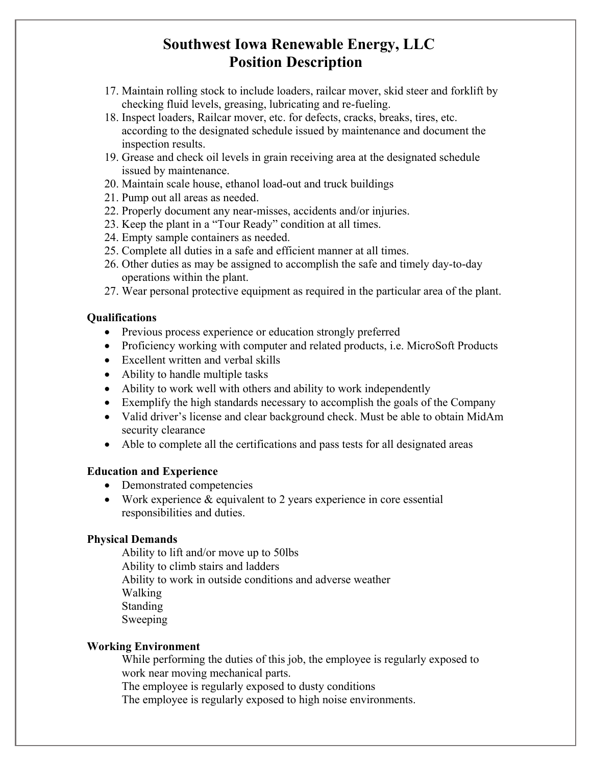# Southwest Iowa Renewable Energy, LLC
# Position Description

17. Maintain rolling stock to include loaders, railcar mover, skid steer and forklift by checking fluid levels, greasing, lubricating and re-fueling.
18. Inspect loaders, Railcar mover, etc. for defects, cracks, breaks, tires, etc. according to the designated schedule issued by maintenance and document the inspection results.
19. Grease and check oil levels in grain receiving area at the designated schedule issued by maintenance.
20. Maintain scale house, ethanol load-out and truck buildings
21. Pump out all areas as needed.
22. Properly document any near-misses, accidents and/or injuries.
23. Keep the plant in a "Tour Ready" condition at all times.
24. Empty sample containers as needed.
25. Complete all duties in a safe and efficient manner at all times.
26. Other duties as may be assigned to accomplish the safe and timely day-to-day operations within the plant.
27. Wear personal protective equipment as required in the particular area of the plant.

**Qualifications**

- Previous process experience or education strongly preferred
- Proficiency working with computer and related products, i.e. MicroSoft Products
- Excellent written and verbal skills
- Ability to handle multiple tasks
- Ability to work well with others and ability to work independently
- Exemplify the high standards necessary to accomplish the goals of the Company
- Valid driver's license and clear background check. Must be able to obtain MidAm security clearance
- Able to complete all the certifications and pass tests for all designated areas

**Education and Experience**

- Demonstrated competencies
- Work experience & equivalent to 2 years experience in core essential responsibilities and duties.

**Physical Demands**

Ability to lift and/or move up to 50lbs
Ability to climb stairs and ladders
Ability to work in outside conditions and adverse weather
Walking
Standing
Sweeping

**Working Environment**

While performing the duties of this job, the employee is regularly exposed to work near moving mechanical parts.
The employee is regularly exposed to dusty conditions
The employee is regularly exposed to high noise environments.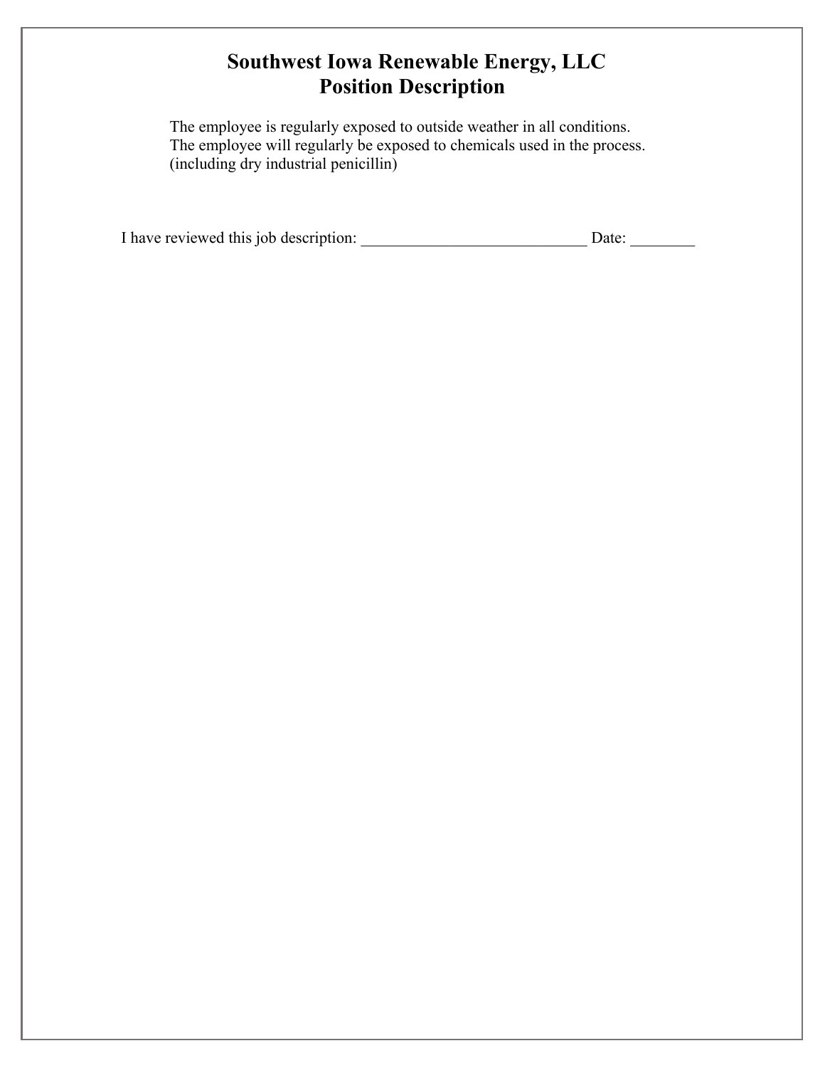# Southwest Iowa Renewable Energy, LLC
# Position Description

The employee is regularly exposed to outside weather in all conditions.
The employee will regularly be exposed to chemicals used in the process.
(including dry industrial penicillin)

I have reviewed this job description: ____________________________ Date: ________